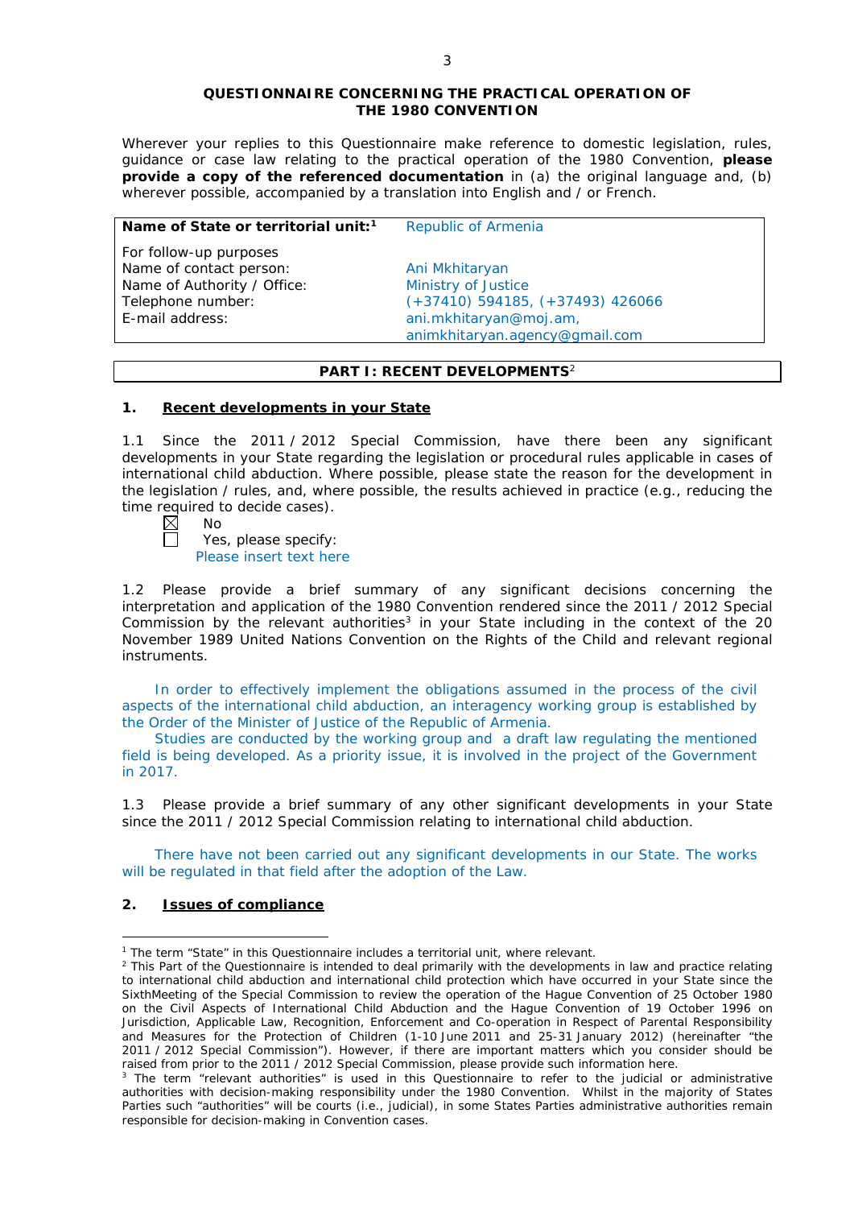**QUESTIONNAIRE CONCERNING THE PRACTICAL OPERATION OF THE 1980 CONVENTION**

Wherever your replies to this Questionnaire make reference to domestic legislation, rules, guidance or case law relating to the practical operation of the 1980 Convention, **please provide a copy of the referenced documentation** in (a) the original language and, (b) wherever possible, accompanied by a translation into English and / or French.

| **Name of State or territorial unit:**[1] | Republic of Armenia |
|---|---|
| For follow-up purposes | |
| Name of contact person: | Ani Mkhitaryan |
| Name of Authority / Office: | Ministry of Justice |
| Telephone number: | (+37410) 594185, (+37493) 426066 |
| E-mail address: | ani.mkhitaryan@moj.am, animkhitaryan.agency@gmail.com |

**PART I: RECENT DEVELOPMENTS**[2]

## 1. Recent developments in your State

1.1 Since the 2011 / 2012 Special Commission, have there been any significant developments in your State regarding the legislation or procedural rules applicable in cases of international child abduction. Where possible, please state the reason for the development in the legislation / rules, and, where possible, the results achieved in practice (e.g., reducing the time required to decide cases).

☒ No

☐ Yes, please specify:
Please insert text here

1.2 Please provide a brief summary of any significant decisions concerning the interpretation and application of the 1980 Convention rendered since the 2011 / 2012 Special Commission by the relevant authorities[3] in your State including in the context of the 20 November 1989 United Nations Convention on the Rights of the Child and relevant regional instruments.

In order to effectively implement the obligations assumed in the process of the civil aspects of the international child abduction, an interagency working group is established by the Order of the Minister of Justice of the Republic of Armenia.

Studies are conducted by the working group and a draft law regulating the mentioned field is being developed. As a priority issue, it is involved in the project of the Government in 2017.

1.3 Please provide a brief summary of any other significant developments in your State since the 2011 / 2012 Special Commission relating to international child abduction.

There have not been carried out any significant developments in our State. The works will be regulated in that field after the adoption of the Law.

## 2. Issues of compliance

---

[1] The term "State" in this Questionnaire includes a territorial unit, where relevant.

[2] This Part of the Questionnaire is intended to deal primarily with the developments in law and practice relating to international child abduction and international child protection which have occurred in your State since the SixthMeeting of the Special Commission to review the operation of the Hague Convention of 25 October 1980 on the Civil Aspects of International Child Abduction and the Hague Convention of 19 October 1996 on Jurisdiction, Applicable Law, Recognition, Enforcement and Co-operation in Respect of Parental Responsibility and Measures for the Protection of Children (1-10 June 2011 and 25-31 January 2012) (hereinafter "the 2011 / 2012 Special Commission"). However, if there are important matters which you consider should be raised from prior to the 2011 / 2012 Special Commission, please provide such information here.

[3] The term "relevant authorities" is used in this Questionnaire to refer to the judicial or administrative authorities with decision-making responsibility under the 1980 Convention. Whilst in the majority of States Parties such "authorities" will be courts (i.e., judicial), in some States Parties administrative authorities remain responsible for decision-making in Convention cases.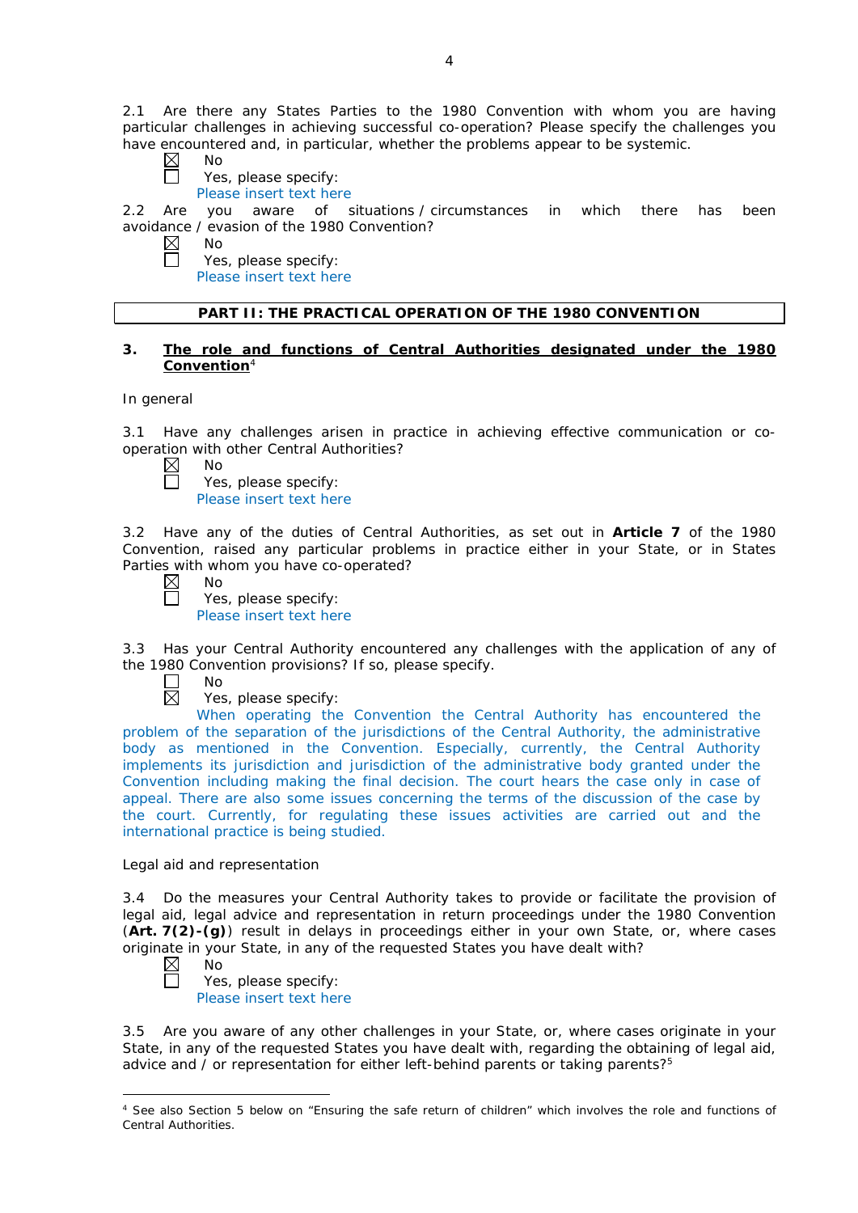2.1 Are there any States Parties to the 1980 Convention with whom you are having particular challenges in achieving successful co-operation? Please specify the challenges you have encountered and, in particular, whether the problems appear to be systemic.

☒ No

☐ Yes, please specify:

Please insert text here

2.2 Are you aware of situations / circumstances in which there has been avoidance / evasion of the 1980 Convention?

☒ No

☐ Yes, please specify:

Please insert text here

## PART II: THE PRACTICAL OPERATION OF THE 1980 CONVENTION

### 3. The role and functions of Central Authorities designated under the 1980 Convention[4]

In general

3.1 Have any challenges arisen in practice in achieving effective communication or co-operation with other Central Authorities?

☒ No

☐ Yes, please specify:

Please insert text here

3.2 Have any of the duties of Central Authorities, as set out in **Article 7** of the 1980 Convention, raised any particular problems in practice either in your State, or in States Parties with whom you have co-operated?

☒ No

☐ Yes, please specify:

Please insert text here

3.3 Has your Central Authority encountered any challenges with the application of any of the 1980 Convention provisions? If so, please specify.

☐ No

☒ Yes, please specify:

When operating the Convention the Central Authority has encountered the problem of the separation of the jurisdictions of the Central Authority, the administrative body as mentioned in the Convention. Especially, currently, the Central Authority implements its jurisdiction and jurisdiction of the administrative body granted under the Convention including making the final decision. The court hears the case only in case of appeal. There are also some issues concerning the terms of the discussion of the case by the court. Currently, for regulating these issues activities are carried out and the international practice is being studied.

Legal aid and representation

3.4 Do the measures your Central Authority takes to provide or facilitate the provision of legal aid, legal advice and representation in return proceedings under the 1980 Convention (**Art. 7(2)-(g)**) result in delays in proceedings either in your own State, or, where cases originate in your State, in any of the requested States you have dealt with?

☒ No

☐ Yes, please specify:

Please insert text here

3.5 Are you aware of any other challenges in your State, or, where cases originate in your State, in any of the requested States you have dealt with, regarding the obtaining of legal aid, advice and / or representation for either left-behind parents or taking parents?[5]

[4] See also Section 5 below on "Ensuring the safe return of children" which involves the role and functions of Central Authorities.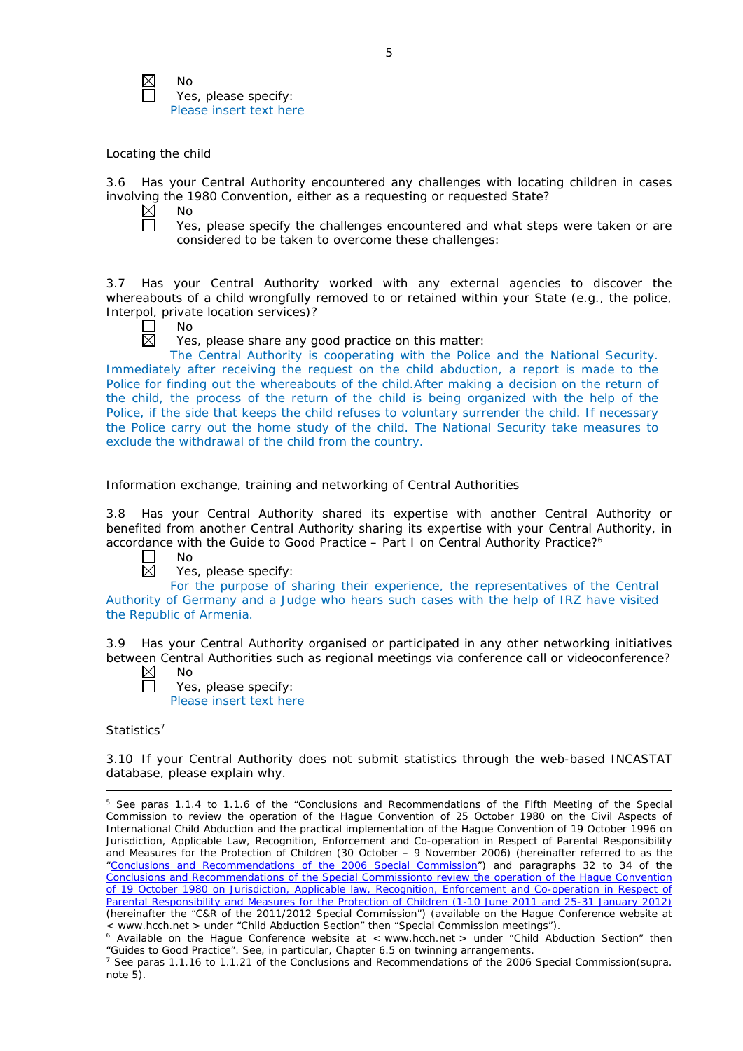☒ No
☐ Yes, please specify:
Please insert text here

Locating the child

3.6 Has your Central Authority encountered any challenges with locating children in cases involving the 1980 Convention, either as a requesting or requested State?

☒ No
☐ Yes, please specify the challenges encountered and what steps were taken or are considered to be taken to overcome these challenges:

3.7 Has your Central Authority worked with any external agencies to discover the whereabouts of a child wrongfully removed to or retained within your State (e.g., the police, Interpol, private location services)?

☐ No
☒ Yes, please share any good practice on this matter:

The Central Authority is cooperating with the Police and the National Security. Immediately after receiving the request on the child abduction, a report is made to the Police for finding out the whereabouts of the child.After making a decision on the return of the child, the process of the return of the child is being organized with the help of the Police, if the side that keeps the child refuses to voluntary surrender the child. If necessary the Police carry out the home study of the child. The National Security take measures to exclude the withdrawal of the child from the country.

Information exchange, training and networking of Central Authorities

3.8 Has your Central Authority shared its expertise with another Central Authority or benefited from another Central Authority sharing its expertise with your Central Authority, in accordance with the Guide to Good Practice – Part I on Central Authority Practice?[6]

☐ No
☒ Yes, please specify:

For the purpose of sharing their experience, the representatives of the Central Authority of Germany and a Judge who hears such cases with the help of IRZ have visited the Republic of Armenia.

3.9 Has your Central Authority organised or participated in any other networking initiatives between Central Authorities such as regional meetings via conference call or videoconference?

☒ No
☐ Yes, please specify:
Please insert text here

Statistics[7]

3.10 If your Central Authority does not submit statistics through the web-based INCASTAT database, please explain why.

---

[5] See paras 1.1.4 to 1.1.6 of the "Conclusions and Recommendations of the Fifth Meeting of the Special Commission to review the operation of the Hague Convention of 25 October 1980 on the Civil Aspects of International Child Abduction and the practical implementation of the Hague Convention of 19 October 1996 on Jurisdiction, Applicable Law, Recognition, Enforcement and Co-operation in Respect of Parental Responsibility and Measures for the Protection of Children (30 October – 9 November 2006) (hereinafter referred to as the "Conclusions and Recommendations of the 2006 Special Commission") and paragraphs 32 to 34 of the Conclusions and Recommendations of the Special Commissionto review the operation of the Hague Convention of 19 October 1980 on Jurisdiction, Applicable law, Recognition, Enforcement and Co-operation in Respect of Parental Responsibility and Measures for the Protection of Children (1-10 June 2011 and 25-31 January 2012) (hereinafter the "C&R of the 2011/2012 Special Commission") (available on the Hague Conference website at < www.hcch.net > under "Child Abduction Section" then "Special Commission meetings").

[6] Available on the Hague Conference website at < www.hcch.net > under "Child Abduction Section" then "Guides to Good Practice". See, in particular, Chapter 6.5 on twinning arrangements.

[7] See paras 1.1.16 to 1.1.21 of the Conclusions and Recommendations of the 2006 Special Commission(supra. note 5).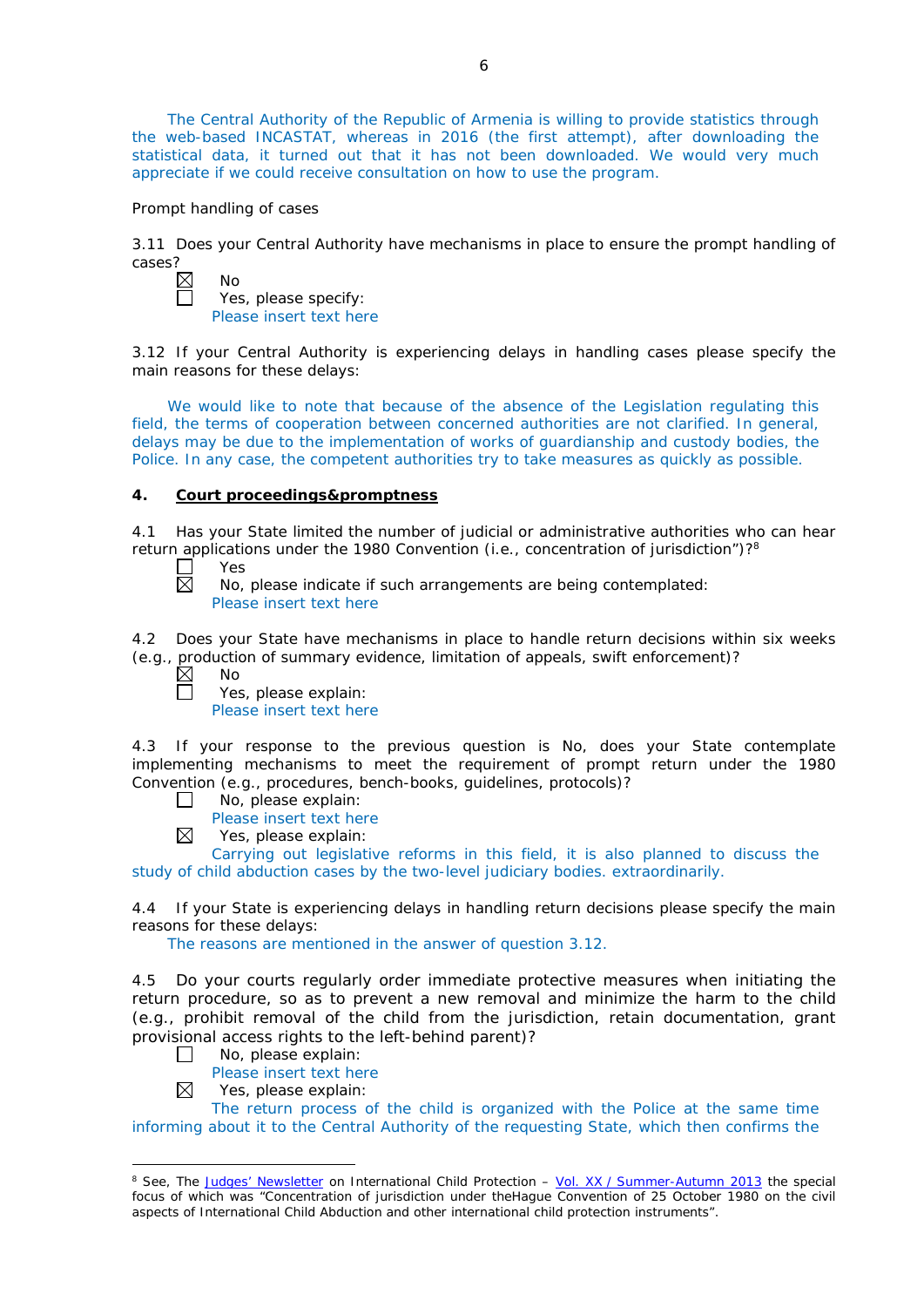The Central Authority of the Republic of Armenia is willing to provide statistics through the web-based INCASTAT, whereas in 2016 (the first attempt), after downloading the statistical data, it turned out that it has not been downloaded. We would very much appreciate if we could receive consultation on how to use the program.

Prompt handling of cases

3.11 Does your Central Authority have mechanisms in place to ensure the prompt handling of cases?

☒ No
☐ Yes, please specify:
Please insert text here

3.12 If your Central Authority is experiencing delays in handling cases please specify the main reasons for these delays:

We would like to note that because of the absence of the Legislation regulating this field, the terms of cooperation between concerned authorities are not clarified. In general, delays may be due to the implementation of works of guardianship and custody bodies, the Police. In any case, the competent authorities try to take measures as quickly as possible.

## 4. Court proceedings&promptness

4.1 Has your State limited the number of judicial or administrative authorities who can hear return applications under the 1980 Convention (i.e., concentration of jurisdiction")?[8]

☐ Yes
☒ No, please indicate if such arrangements are being contemplated:
Please insert text here

4.2 Does your State have mechanisms in place to handle return decisions within six weeks (e.g., production of summary evidence, limitation of appeals, swift enforcement)?

☒ No
☐ Yes, please explain:
Please insert text here

4.3 If your response to the previous question is No, does your State contemplate implementing mechanisms to meet the requirement of prompt return under the 1980 Convention (e.g., procedures, bench-books, guidelines, protocols)?

☐ No, please explain:
Please insert text here
☒ Yes, please explain:
Carrying out legislative reforms in this field, it is also planned to discuss the study of child abduction cases by the two-level judiciary bodies. extraordinarily.

4.4 If your State is experiencing delays in handling return decisions please specify the main reasons for these delays:

The reasons are mentioned in the answer of question 3.12.

4.5 Do your courts regularly order immediate protective measures when initiating the return procedure, so as to prevent a new removal and minimize the harm to the child (e.g., prohibit removal of the child from the jurisdiction, retain documentation, grant provisional access rights to the left-behind parent)?

☐ No, please explain:
Please insert text here
☒ Yes, please explain:
The return process of the child is organized with the Police at the same time informing about it to the Central Authority of the requesting State, which then confirms the

---

[8] See, The Judges' Newsletter on International Child Protection – Vol. XX / Summer-Autumn 2013 the special focus of which was "Concentration of jurisdiction under theHague Convention of 25 October 1980 on the civil aspects of International Child Abduction and other international child protection instruments".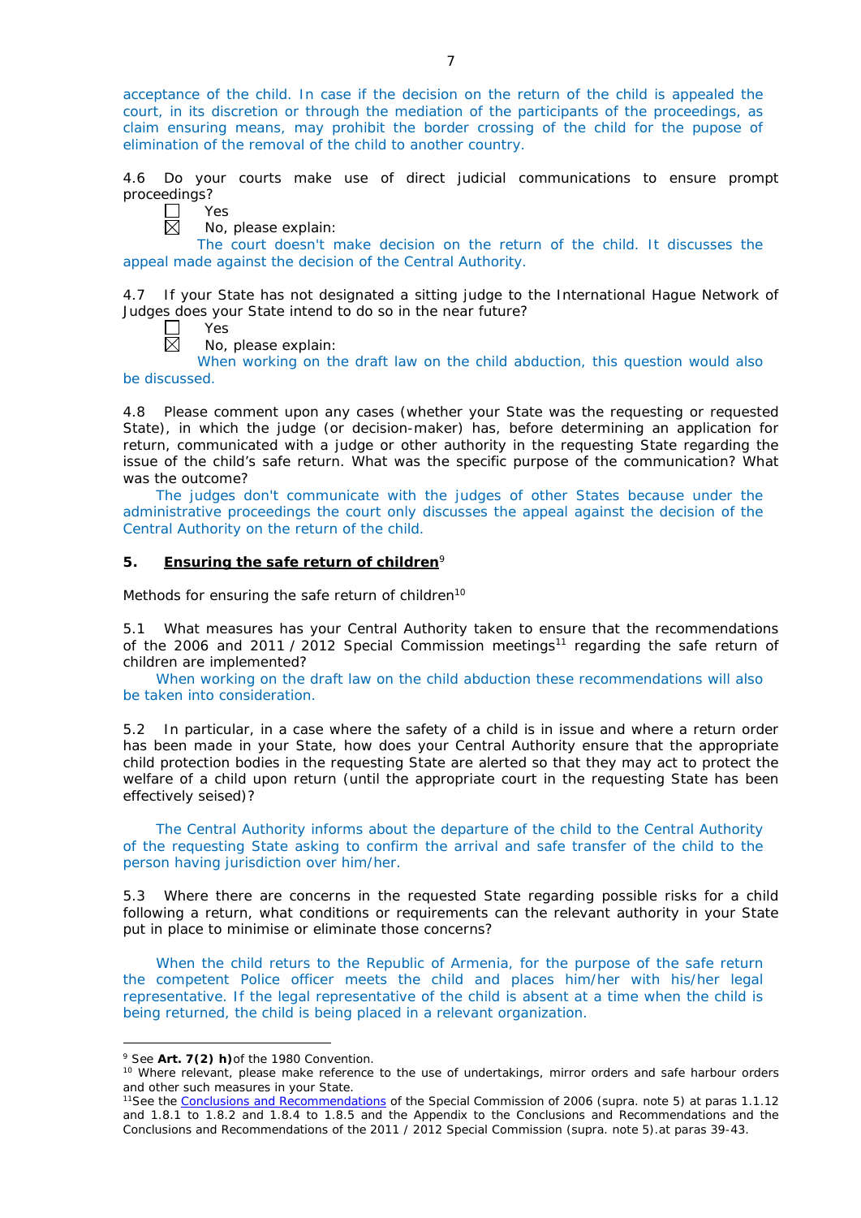acceptance of the child. In case if the decision on the return of the child is appealed the court, in its discretion or through the mediation of the participants of the proceedings, as claim ensuring means, may prohibit the border crossing of the child for the pupose of elimination of the removal of the child to another country.

4.6 Do your courts make use of direct judicial communications to ensure prompt proceedings?

☐ Yes

☒ No, please explain:

The court doesn't make decision on the return of the child. It discusses the appeal made against the decision of the Central Authority.

4.7 If your State has not designated a sitting judge to the International Hague Network of Judges does your State intend to do so in the near future?

☐ Yes

☒ No, please explain:

When working on the draft law on the child abduction, this question would also be discussed.

4.8 Please comment upon any cases (whether your State was the requesting or requested State), in which the judge (or decision-maker) has, before determining an application for return, communicated with a judge or other authority in the requesting State regarding the issue of the child's safe return. What was the specific purpose of the communication? What was the outcome?

The judges don't communicate with the judges of other States because under the administrative proceedings the court only discusses the appeal against the decision of the Central Authority on the return of the child.

## 5. Ensuring the safe return of children[9]

Methods for ensuring the safe return of children[10]

5.1 What measures has your Central Authority taken to ensure that the recommendations of the 2006 and 2011 / 2012 Special Commission meetings[11] regarding the safe return of children are implemented?

When working on the draft law on the child abduction these recommendations will also be taken into consideration.

5.2 In particular, in a case where the safety of a child is in issue and where a return order has been made in your State, how does your Central Authority ensure that the appropriate child protection bodies in the requesting State are alerted so that they may act to protect the welfare of a child upon return (until the appropriate court in the requesting State has been effectively seised)?

The Central Authority informs about the departure of the child to the Central Authority of the requesting State asking to confirm the arrival and safe transfer of the child to the person having jurisdiction over him/her.

5.3 Where there are concerns in the requested State regarding possible risks for a child following a return, what conditions or requirements can the relevant authority in your State put in place to minimise or eliminate those concerns?

When the child returs to the Republic of Armenia, for the purpose of the safe return the competent Police officer meets the child and places him/her with his/her legal representative. If the legal representative of the child is absent at a time when the child is being returned, the child is being placed in a relevant organization.

---

[9] See **Art. 7(2) h)** of the 1980 Convention.

[10] Where relevant, please make reference to the use of undertakings, mirror orders and safe harbour orders and other such measures in your State.

[11] See the Conclusions and Recommendations of the Special Commission of 2006 (supra. note 5) at paras 1.1.12 and 1.8.1 to 1.8.2 and 1.8.4 to 1.8.5 and the Appendix to the Conclusions and Recommendations and the Conclusions and Recommendations of the 2011 / 2012 Special Commission (supra. note 5).at paras 39-43.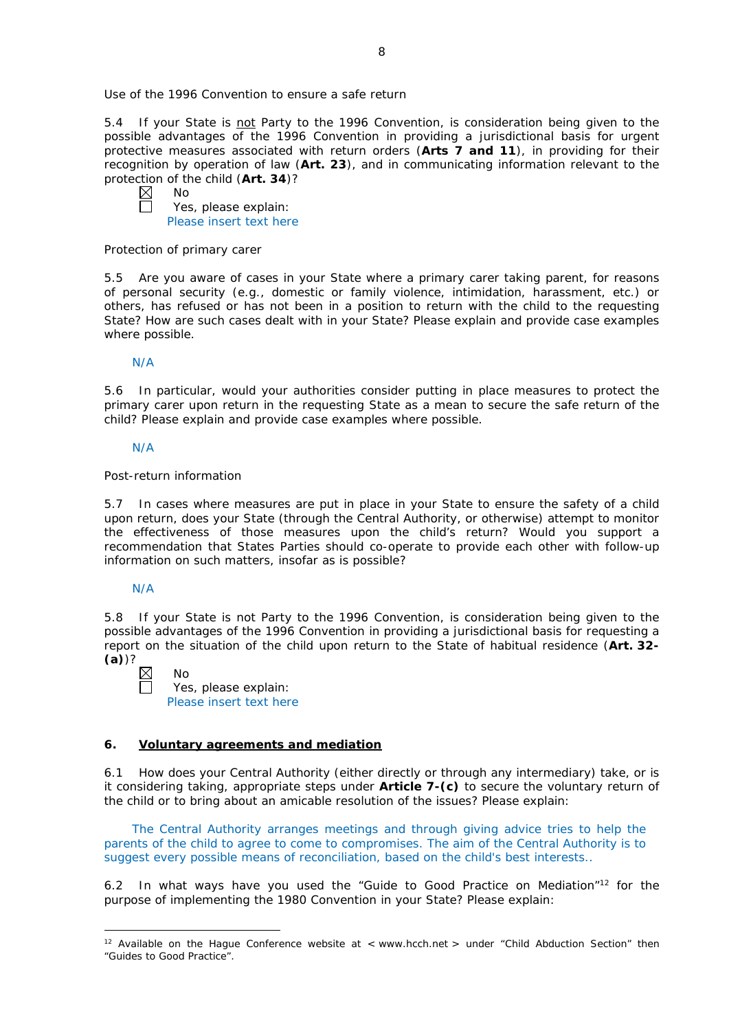Use of the 1996 Convention to ensure a safe return

5.4 If your State is <u>not</u> Party to the 1996 Convention, is consideration being given to the possible advantages of the 1996 Convention in providing a jurisdictional basis for urgent protective measures associated with return orders (**Arts 7 and 11**), in providing for their recognition by operation of law (**Art. 23**), and in communicating information relevant to the protection of the child (**Art. 34**)?

☒ No
☐ Yes, please explain:
Please insert text here

Protection of primary carer

5.5 Are you aware of cases in your State where a primary carer taking parent, for reasons of personal security (e.g., domestic or family violence, intimidation, harassment, etc.) or others, has refused or has not been in a position to return with the child to the requesting State? How are such cases dealt with in your State? Please explain and provide case examples where possible.

N/A

5.6 In particular, would your authorities consider putting in place measures to protect the primary carer upon return in the requesting State as a mean to secure the safe return of the child? Please explain and provide case examples where possible.

N/A

Post-return information

5.7 In cases where measures are put in place in your State to ensure the safety of a child upon return, does your State (through the Central Authority, or otherwise) attempt to monitor the effectiveness of those measures upon the child's return? Would you support a recommendation that States Parties should co-operate to provide each other with follow-up information on such matters, insofar as is possible?

N/A

5.8 If your State is not Party to the 1996 Convention, is consideration being given to the possible advantages of the 1996 Convention in providing a jurisdictional basis for requesting a report on the situation of the child upon return to the State of habitual residence (**Art. 32-(a)**)?

☒ No
☐ Yes, please explain:
Please insert text here

## 6. <u>Voluntary agreements and mediation</u>

6.1 How does your Central Authority (either directly or through any intermediary) take, or is it considering taking, appropriate steps under **Article 7-(c)** to secure the voluntary return of the child or to bring about an amicable resolution of the issues? Please explain:

The Central Authority arranges meetings and through giving advice tries to help the parents of the child to agree to come to compromises. The aim of the Central Authority is to suggest every possible means of reconciliation, based on the child's best interests..

6.2 In what ways have you used the "Guide to Good Practice on Mediation"[12] for the purpose of implementing the 1980 Convention in your State? Please explain:

---

[12] Available on the Hague Conference website at < www.hcch.net > under "Child Abduction Section" then "Guides to Good Practice".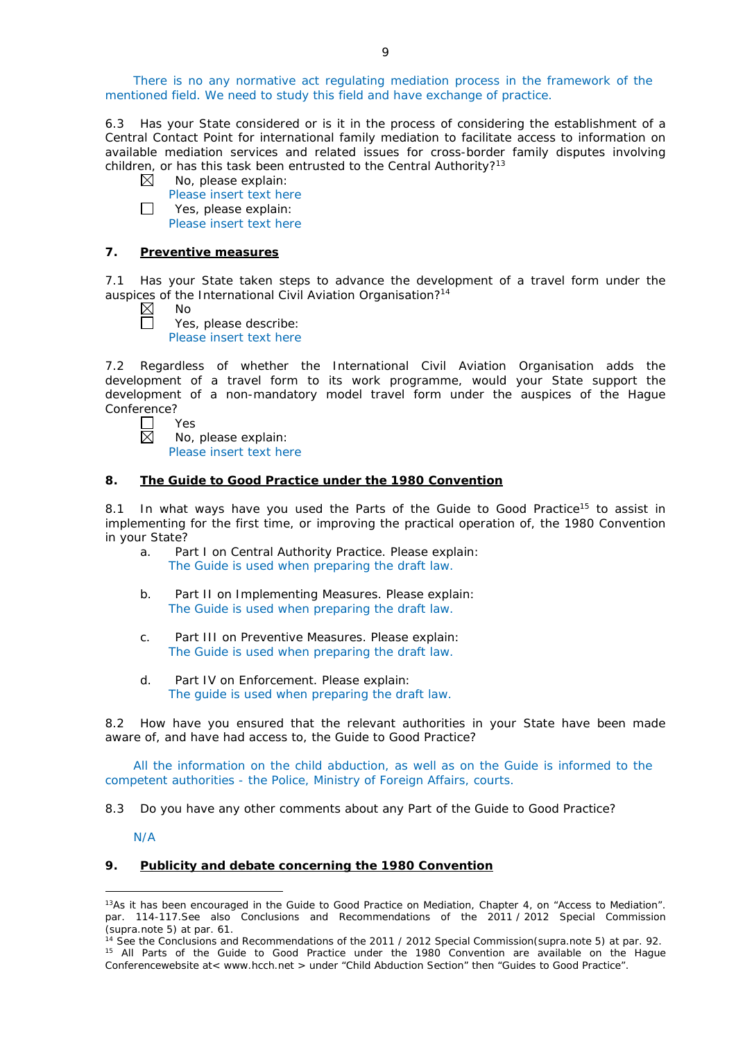There is no any normative act regulating mediation process in the framework of the mentioned field. We need to study this field and have exchange of practice.

6.3 Has your State considered or is it in the process of considering the establishment of a Central Contact Point for international family mediation to facilitate access to information on available mediation services and related issues for cross-border family disputes involving children, or has this task been entrusted to the Central Authority?[13]

☒ No, please explain:
Please insert text here

☐ Yes, please explain:
Please insert text here

## 7. Preventive measures

7.1 Has your State taken steps to advance the development of a travel form under the auspices of the International Civil Aviation Organisation?[14]

☒ No

☐ Yes, please describe:
Please insert text here

7.2 Regardless of whether the International Civil Aviation Organisation adds the development of a travel form to its work programme, would your State support the development of a non-mandatory model travel form under the auspices of the Hague Conference?

☐ Yes

☒ No, please explain:
Please insert text here

## 8. The Guide to Good Practice under the 1980 Convention

8.1 In what ways have you used the Parts of the Guide to Good Practice[15] to assist in implementing for the first time, or improving the practical operation of, the 1980 Convention in your State?

a. Part I on Central Authority Practice. Please explain:
The Guide is used when preparing the draft law.

b. Part II on Implementing Measures. Please explain:
The Guide is used when preparing the draft law.

c. Part III on Preventive Measures. Please explain:
The Guide is used when preparing the draft law.

d. Part IV on Enforcement. Please explain:
The guide is used when preparing the draft law.

8.2 How have you ensured that the relevant authorities in your State have been made aware of, and have had access to, the Guide to Good Practice?

All the information on the child abduction, as well as on the Guide is informed to the competent authorities - the Police, Ministry of Foreign Affairs, courts.

8.3 Do you have any other comments about any Part of the Guide to Good Practice?

N/A

## 9. Publicity and debate concerning the 1980 Convention

---

[13]As it has been encouraged in the Guide to Good Practice on Mediation, Chapter 4, on "Access to Mediation". par. 114-117.See also Conclusions and Recommendations of the 2011 / 2012 Special Commission (supra.note 5) at par. 61.

[14] See the Conclusions and Recommendations of the 2011 / 2012 Special Commission(supra.note 5) at par. 92.

[15] All Parts of the Guide to Good Practice under the 1980 Convention are available on the Hague Conferencewebsite at< www.hcch.net > under "Child Abduction Section" then "Guides to Good Practice".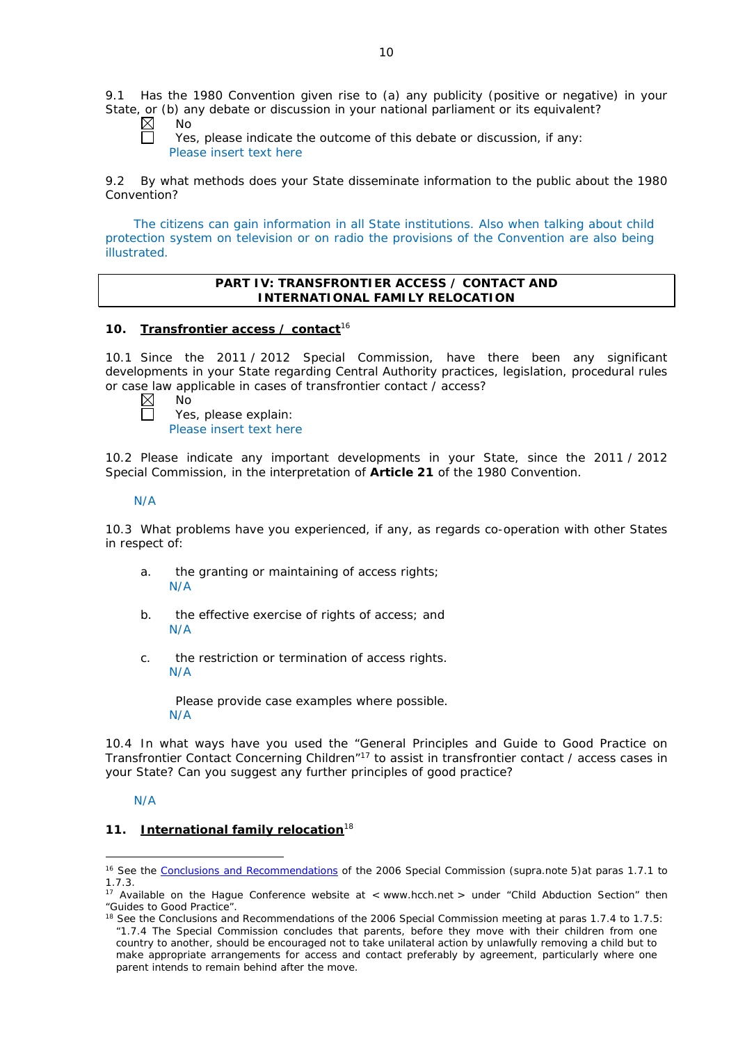9.1 Has the 1980 Convention given rise to (a) any publicity (positive or negative) in your State, or (b) any debate or discussion in your national parliament or its equivalent?

☒ No
☐ Yes, please indicate the outcome of this debate or discussion, if any:
Please insert text here

9.2 By what methods does your State disseminate information to the public about the 1980 Convention?

The citizens can gain information in all State institutions. Also when talking about child protection system on television or on radio the provisions of the Convention are also being illustrated.

| PART IV: TRANSFRONTIER ACCESS / CONTACT AND INTERNATIONAL FAMILY RELOCATION |
|---|

## 10. Transfrontier access / contact[16]

10.1 Since the 2011 / 2012 Special Commission, have there been any significant developments in your State regarding Central Authority practices, legislation, procedural rules or case law applicable in cases of transfrontier contact / access?

☒ No
☐ Yes, please explain:
Please insert text here

10.2 Please indicate any important developments in your State, since the 2011 / 2012 Special Commission, in the interpretation of **Article 21** of the 1980 Convention.

N/A

10.3 What problems have you experienced, if any, as regards co-operation with other States in respect of:

a. the granting or maintaining of access rights;
N/A

b. the effective exercise of rights of access; and
N/A

c. the restriction or termination of access rights.
N/A

Please provide case examples where possible.
N/A

10.4 In what ways have you used the "General Principles and Guide to Good Practice on Transfrontier Contact Concerning Children"[17] to assist in transfrontier contact / access cases in your State? Can you suggest any further principles of good practice?

N/A

## 11. International family relocation[18]

---

[16] See the Conclusions and Recommendations of the 2006 Special Commission (supra.note 5)at paras 1.7.1 to 1.7.3.

[17] Available on the Hague Conference website at < www.hcch.net > under "Child Abduction Section" then "Guides to Good Practice".

[18] See the Conclusions and Recommendations of the 2006 Special Commission meeting at paras 1.7.4 to 1.7.5: "1.7.4 The Special Commission concludes that parents, before they move with their children from one country to another, should be encouraged not to take unilateral action by unlawfully removing a child but to make appropriate arrangements for access and contact preferably by agreement, particularly where one parent intends to remain behind after the move.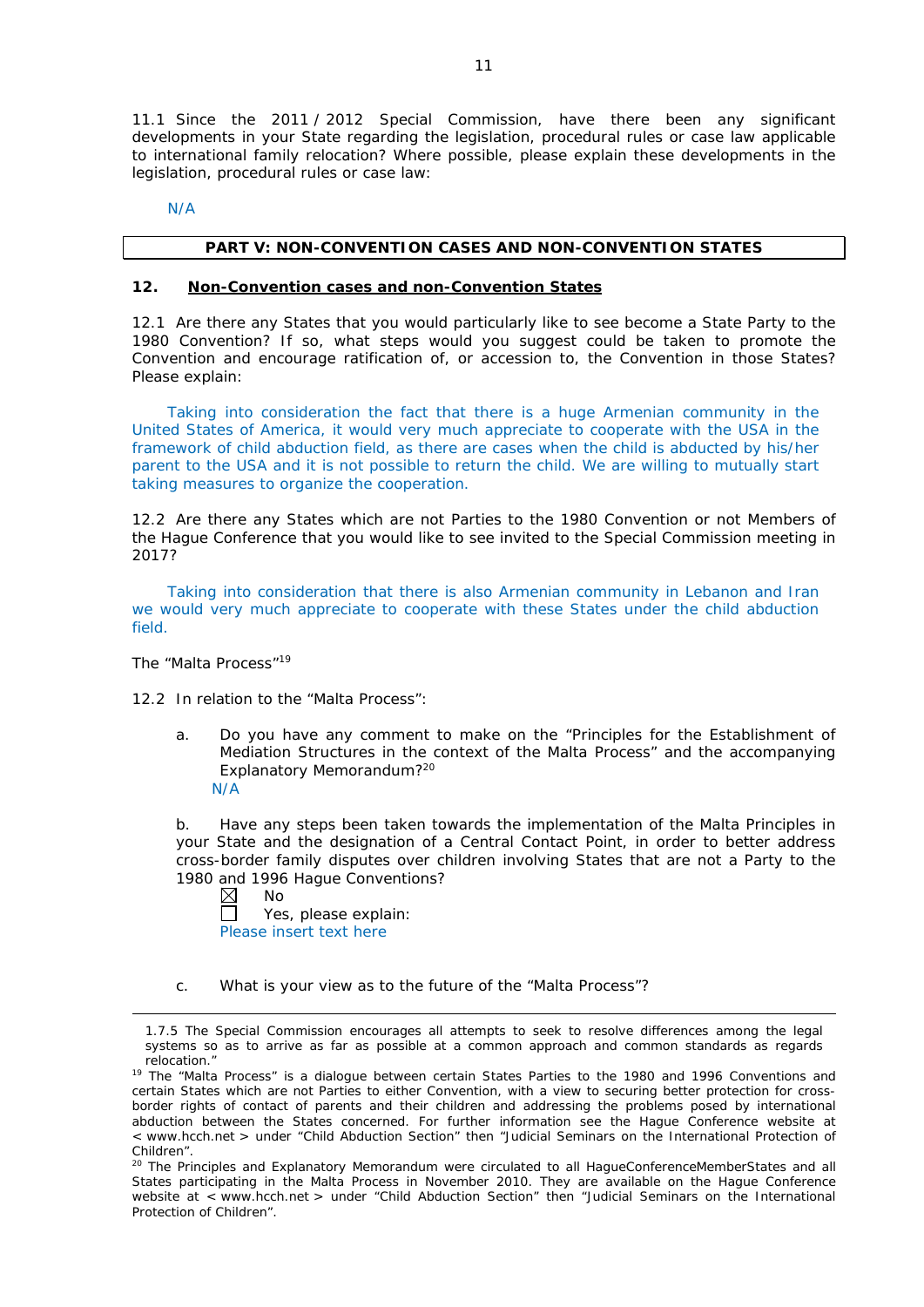11.1 Since the 2011 / 2012 Special Commission, have there been any significant developments in your State regarding the legislation, procedural rules or case law applicable to international family relocation? Where possible, please explain these developments in the legislation, procedural rules or case law:

N/A

| PART V: NON-CONVENTION CASES AND NON-CONVENTION STATES |
|---|

## 12. Non-Convention cases and non-Convention States

12.1 Are there any States that you would particularly like to see become a State Party to the 1980 Convention? If so, what steps would you suggest could be taken to promote the Convention and encourage ratification of, or accession to, the Convention in those States? Please explain:

Taking into consideration the fact that there is a huge Armenian community in the United States of America, it would very much appreciate to cooperate with the USA in the framework of child abduction field, as there are cases when the child is abducted by his/her parent to the USA and it is not possible to return the child. We are willing to mutually start taking measures to organize the cooperation.

12.2 Are there any States which are not Parties to the 1980 Convention or not Members of the Hague Conference that you would like to see invited to the Special Commission meeting in 2017?

Taking into consideration that there is also Armenian community in Lebanon and Iran we would very much appreciate to cooperate with these States under the child abduction field.

The "Malta Process"[19]

12.2 In relation to the "Malta Process":

a. Do you have any comment to make on the "Principles for the Establishment of Mediation Structures in the context of the Malta Process" and the accompanying Explanatory Memorandum?[20]

N/A

b. Have any steps been taken towards the implementation of the Malta Principles in your State and the designation of a Central Contact Point, in order to better address cross-border family disputes over children involving States that are not a Party to the 1980 and 1996 Hague Conventions?

☒ No
☐ Yes, please explain:
Please insert text here

c. What is your view as to the future of the "Malta Process"?

---

1.7.5 The Special Commission encourages all attempts to seek to resolve differences among the legal systems so as to arrive as far as possible at a common approach and common standards as regards relocation."

[19] The "Malta Process" is a dialogue between certain States Parties to the 1980 and 1996 Conventions and certain States which are not Parties to either Convention, with a view to securing better protection for cross-border rights of contact of parents and their children and addressing the problems posed by international abduction between the States concerned. For further information see the Hague Conference website at < www.hcch.net > under "Child Abduction Section" then "Judicial Seminars on the International Protection of Children".

[20] The Principles and Explanatory Memorandum were circulated to all HagueConferenceMemberStates and all States participating in the Malta Process in November 2010. They are available on the Hague Conference website at < www.hcch.net > under "Child Abduction Section" then "Judicial Seminars on the International Protection of Children".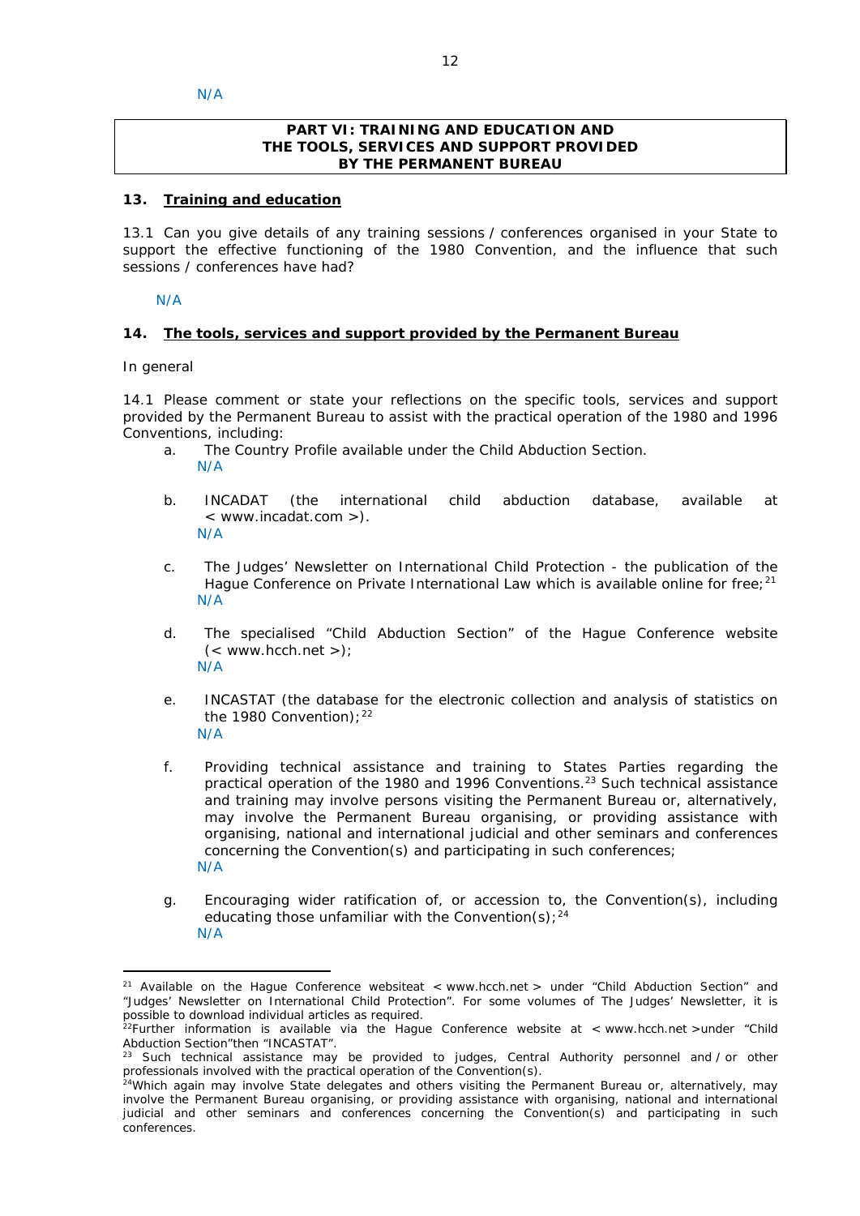N/A

**PART VI: TRAINING AND EDUCATION AND THE TOOLS, SERVICES AND SUPPORT PROVIDED BY THE PERMANENT BUREAU**

## 13. Training and education

13.1 Can you give details of any training sessions / conferences organised in your State to support the effective functioning of the 1980 Convention, and the influence that such sessions / conferences have had?

N/A

## 14. The tools, services and support provided by the Permanent Bureau

In general

14.1 Please comment or state your reflections on the specific tools, services and support provided by the Permanent Bureau to assist with the practical operation of the 1980 and 1996 Conventions, including:

a. The Country Profile available under the Child Abduction Section.
N/A

b. INCADAT (the international child abduction database, available at < www.incadat.com >).
N/A

c. The Judges' Newsletter on International Child Protection - the publication of the Hague Conference on Private International Law which is available online for free;[21]
N/A

d. The specialised "Child Abduction Section" of the Hague Conference website (< www.hcch.net >);
N/A

e. INCASTAT (the database for the electronic collection and analysis of statistics on the 1980 Convention);[22]
N/A

f. Providing technical assistance and training to States Parties regarding the practical operation of the 1980 and 1996 Conventions.[23] Such technical assistance and training may involve persons visiting the Permanent Bureau or, alternatively, may involve the Permanent Bureau organising, or providing assistance with organising, national and international judicial and other seminars and conferences concerning the Convention(s) and participating in such conferences;
N/A

g. Encouraging wider ratification of, or accession to, the Convention(s), including educating those unfamiliar with the Convention(s);[24]
N/A

---

[21] Available on the Hague Conference websiteat < www.hcch.net > under "Child Abduction Section" and "Judges' Newsletter on International Child Protection". For some volumes of The Judges' Newsletter, it is possible to download individual articles as required.

[22] Further information is available via the Hague Conference website at < www.hcch.net >under "Child Abduction Section"then "INCASTAT".

[23] Such technical assistance may be provided to judges, Central Authority personnel and / or other professionals involved with the practical operation of the Convention(s).

[24] Which again may involve State delegates and others visiting the Permanent Bureau or, alternatively, may involve the Permanent Bureau organising, or providing assistance with organising, national and international judicial and other seminars and conferences concerning the Convention(s) and participating in such conferences.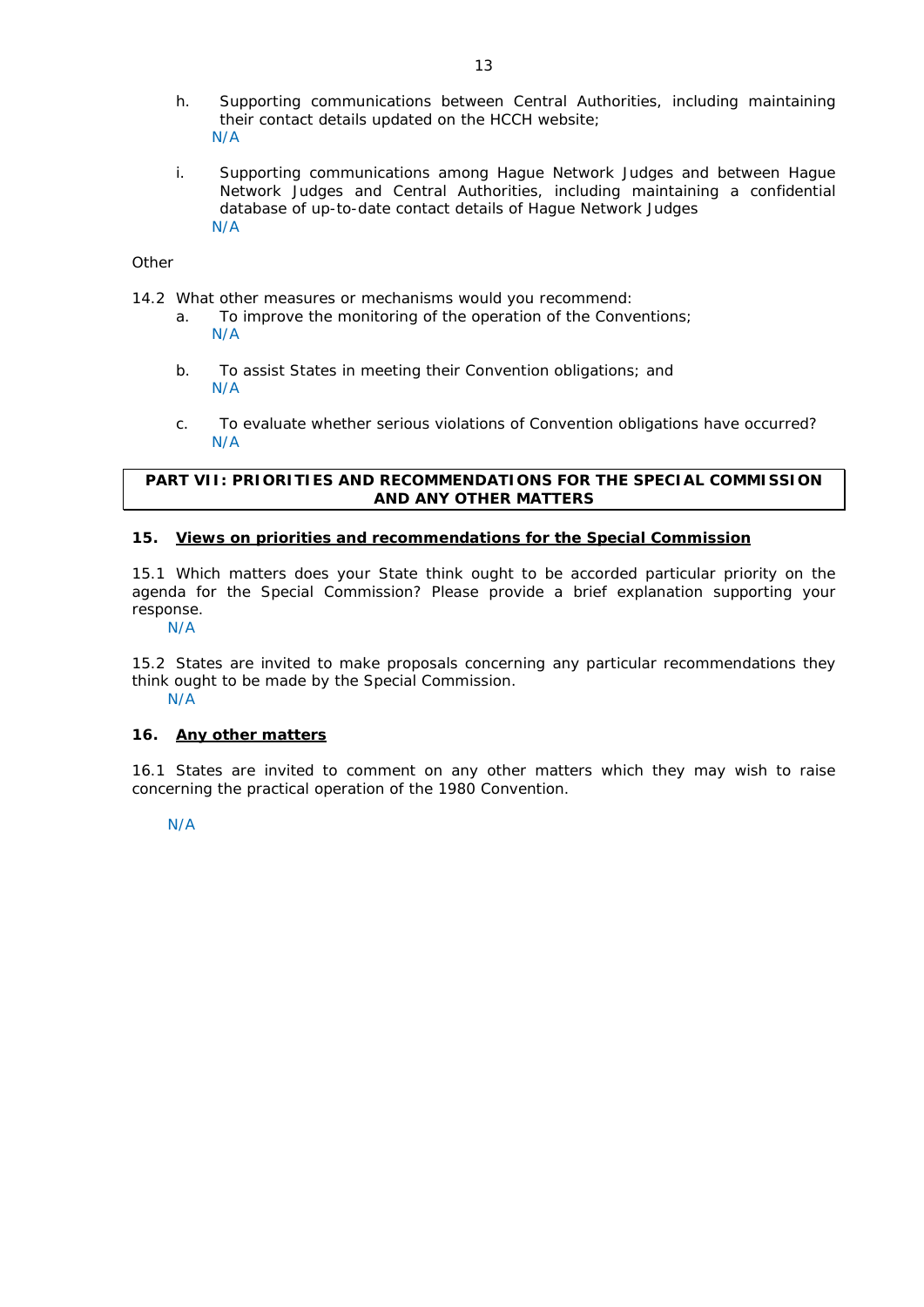h. Supporting communications between Central Authorities, including maintaining their contact details updated on the HCCH website;
   N/A

i. Supporting communications among Hague Network Judges and between Hague Network Judges and Central Authorities, including maintaining a confidential database of up-to-date contact details of Hague Network Judges
   N/A

Other

14.2 What other measures or mechanisms would you recommend:

a. To improve the monitoring of the operation of the Conventions;
   N/A

b. To assist States in meeting their Convention obligations; and
   N/A

c. To evaluate whether serious violations of Convention obligations have occurred?
   N/A

## PART VII: PRIORITIES AND RECOMMENDATIONS FOR THE SPECIAL COMMISSION AND ANY OTHER MATTERS

### 15. Views on priorities and recommendations for the Special Commission

15.1 Which matters does your State think ought to be accorded particular priority on the agenda for the Special Commission? Please provide a brief explanation supporting your response.

N/A

15.2 States are invited to make proposals concerning any particular recommendations they think ought to be made by the Special Commission.

N/A

### 16. Any other matters

16.1 States are invited to comment on any other matters which they may wish to raise concerning the practical operation of the 1980 Convention.

N/A